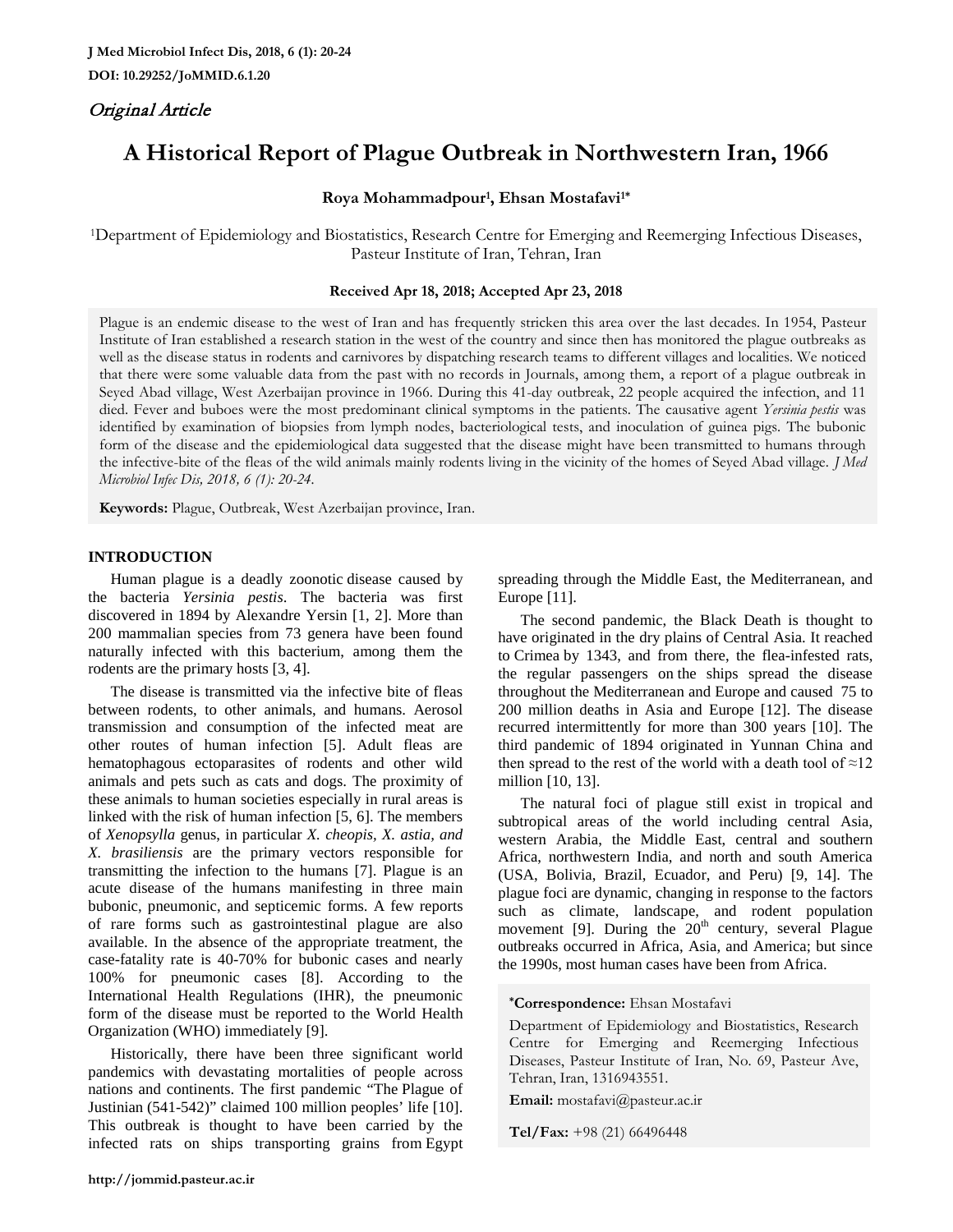*Original Article*

# A Historical Report of Plague Outbreak in Northwestern Iran, 1966

**Roya Mohammadpour[1], Ehsan Mostafavi[1*]**

[1]Department of Epidemiology and Biostatistics, Research Centre for Emerging and Reemerging Infectious Diseases, Pasteur Institute of Iran, Tehran, Iran

**Received Apr 18, 2018; Accepted Apr 23, 2018**

Plague is an endemic disease to the west of Iran and has frequently stricken this area over the last decades. In 1954, Pasteur Institute of Iran established a research station in the west of the country and since then has monitored the plague outbreaks as well as the disease status in rodents and carnivores by dispatching research teams to different villages and localities. We noticed that there were some valuable data from the past with no records in Journals, among them, a report of a plague outbreak in Seyed Abad village, West Azerbaijan province in 1966. During this 41-day outbreak, 22 people acquired the infection, and 11 died. Fever and buboes were the most predominant clinical symptoms in the patients. The causative agent *Yersinia pestis* was identified by examination of biopsies from lymph nodes, bacteriological tests, and inoculation of guinea pigs. The bubonic form of the disease and the epidemiological data suggested that the disease might have been transmitted to humans through the infective-bite of the fleas of the wild animals mainly rodents living in the vicinity of the homes of Seyed Abad village. *J Med Microbiol Infec Dis, 2018, 6 (1): 20-24.*

**Keywords:** Plague, Outbreak, West Azerbaijan province, Iran.

## INTRODUCTION

Human plague is a deadly zoonotic disease caused by the bacteria *Yersinia pestis*. The bacteria was first discovered in 1894 by Alexandre Yersin [1, 2]. More than 200 mammalian species from 73 genera have been found naturally infected with this bacterium, among them the rodents are the primary hosts [3, 4].

The disease is transmitted via the infective bite of fleas between rodents, to other animals, and humans. Aerosol transmission and consumption of the infected meat are other routes of human infection [5]. Adult fleas are hematophagous ectoparasites of rodents and other wild animals and pets such as cats and dogs. The proximity of these animals to human societies especially in rural areas is linked with the risk of human infection [5, 6]. The members of *Xenopsylla* genus, in particular *X. cheopis, X. astia, and X. brasiliensis* are the primary vectors responsible for transmitting the infection to the humans [7]. Plague is an acute disease of the humans manifesting in three main bubonic, pneumonic, and septicemic forms. A few reports of rare forms such as gastrointestinal plague are also available. In the absence of the appropriate treatment, the case-fatality rate is 40-70% for bubonic cases and nearly 100% for pneumonic cases [8]. According to the International Health Regulations (IHR), the pneumonic form of the disease must be reported to the World Health Organization (WHO) immediately [9].

Historically, there have been three significant world pandemics with devastating mortalities of people across nations and continents. The first pandemic "The Plague of Justinian (541-542)" claimed 100 million peoples' life [10]. This outbreak is thought to have been carried by the infected rats on ships transporting grains from Egypt spreading through the Middle East, the Mediterranean, and Europe [11].

The second pandemic, the Black Death is thought to have originated in the dry plains of Central Asia. It reached to Crimea by 1343, and from there, the flea-infested rats, the regular passengers on the ships spread the disease throughout the Mediterranean and Europe and caused 75 to 200 million deaths in Asia and Europe [12]. The disease recurred intermittently for more than 300 years [10]. The third pandemic of 1894 originated in Yunnan China and then spread to the rest of the world with a death tool of ≈12 million [10, 13].

The natural foci of plague still exist in tropical and subtropical areas of the world including central Asia, western Arabia, the Middle East, central and southern Africa, northwestern India, and north and south America (USA, Bolivia, Brazil, Ecuador, and Peru) [9, 14]. The plague foci are dynamic, changing in response to the factors such as climate, landscape, and rodent population movement [9]. During the 20[th] century, several Plague outbreaks occurred in Africa, Asia, and America; but since the 1990s, most human cases have been from Africa.

**\*Correspondence:** Ehsan Mostafavi

Department of Epidemiology and Biostatistics, Research Centre for Emerging and Reemerging Infectious Diseases, Pasteur Institute of Iran, No. 69, Pasteur Ave, Tehran, Iran, 1316943551.

**Email:** mostafavi@pasteur.ac.ir

**Tel/Fax:** +98 (21) 66496448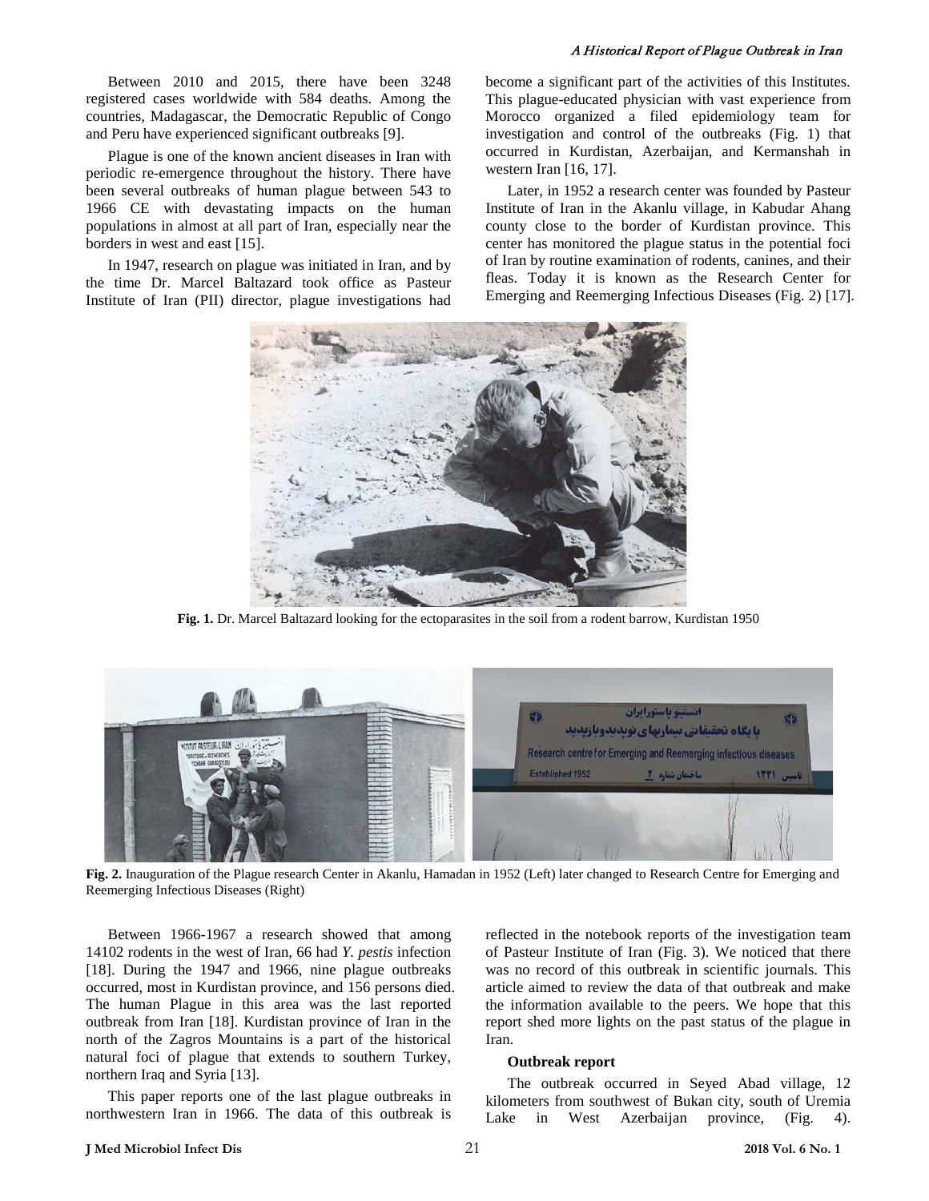Between 2010 and 2015, there have been 3248 registered cases worldwide with 584 deaths. Among the countries, Madagascar, the Democratic Republic of Congo and Peru have experienced significant outbreaks [9].

Plague is one of the known ancient diseases in Iran with periodic re-emergence throughout the history. There have been several outbreaks of human plague between 543 to 1966 CE with devastating impacts on the human populations in almost at all part of Iran, especially near the borders in west and east [15].

In 1947, research on plague was initiated in Iran, and by the time Dr. Marcel Baltazard took office as Pasteur Institute of Iran (PII) director, plague investigations had become a significant part of the activities of this Institutes. This plague-educated physician with vast experience from Morocco organized a filed epidemiology team for investigation and control of the outbreaks (Fig. 1) that occurred in Kurdistan, Azerbaijan, and Kermanshah in western Iran [16, 17].

Later, in 1952 a research center was founded by Pasteur Institute of Iran in the Akanlu village, in Kabudar Ahang county close to the border of Kurdistan province. This center has monitored the plague status in the potential foci of Iran by routine examination of rodents, canines, and their fleas. Today it is known as the Research Center for Emerging and Reemerging Infectious Diseases (Fig. 2) [17].

**Fig. 1.** Dr. Marcel Baltazard looking for the ectoparasites in the soil from a rodent barrow, Kurdistan 1950

**Fig. 2.** Inauguration of the Plague research Center in Akanlu, Hamadan in 1952 (Left) later changed to Research Centre for Emerging and Reemerging Infectious Diseases (Right)

Between 1966-1967 a research showed that among 14102 rodents in the west of Iran, 66 had *Y. pestis* infection [18]. During the 1947 and 1966, nine plague outbreaks occurred, most in Kurdistan province, and 156 persons died. The human Plague in this area was the last reported outbreak from Iran [18]. Kurdistan province of Iran in the north of the Zagros Mountains is a part of the historical natural foci of plague that extends to southern Turkey, northern Iraq and Syria [13].

This paper reports one of the last plague outbreaks in northwestern Iran in 1966. The data of this outbreak is reflected in the notebook reports of the investigation team of Pasteur Institute of Iran (Fig. 3). We noticed that there was no record of this outbreak in scientific journals. This article aimed to review the data of that outbreak and make the information available to the peers. We hope that this report shed more lights on the past status of the plague in Iran.

**Outbreak report**

The outbreak occurred in Seyed Abad village, 12 kilometers from southwest of Bukan city, south of Uremia Lake in West Azerbaijan province, (Fig. 4).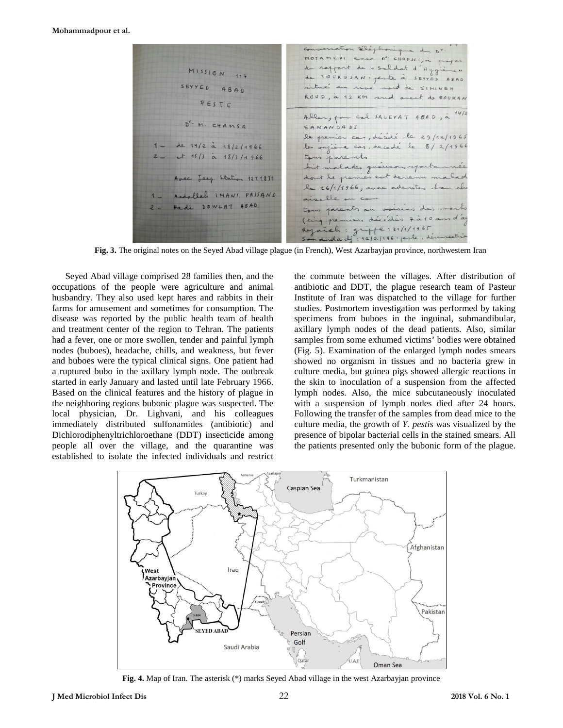**Fig. 3.** The original notes on the Seyed Abad village plague (in French), West Azarbayjan province, northwestern Iran

Seyed Abad village comprised 28 families then, and the occupations of the people were agriculture and animal husbandry. They also used kept hares and rabbits in their farms for amusement and sometimes for consumption. The disease was reported by the public health team of health and treatment center of the region to Tehran. The patients had a fever, one or more swollen, tender and painful lymph nodes (buboes), headache, chills, and weakness, but fever and buboes were the typical clinical signs. One patient had a ruptured bubo in the axillary lymph node. The outbreak started in early January and lasted until late February 1966. Based on the clinical features and the history of plague in the neighboring regions bubonic plague was suspected. The local physician, Dr. Lighvani, and his colleagues immediately distributed sulfonamides (antibiotic) and Dichlorodiphenyltrichloroethane (DDT) insecticide among people all over the village, and the quarantine was established to isolate the infected individuals and restrict the commute between the villages. After distribution of antibiotic and DDT, the plague research team of Pasteur Institute of Iran was dispatched to the village for further studies. Postmortem investigation was performed by taking specimens from buboes in the inguinal, submandibular, axillary lymph nodes of the dead patients. Also, similar samples from some exhumed victims' bodies were obtained (Fig. 5). Examination of the enlarged lymph nodes smears showed no organism in tissues and no bacteria grew in culture media, but guinea pigs showed allergic reactions in the skin to inoculation of a suspension from the affected lymph nodes. Also, the mice subcutaneously inoculated with a suspension of lymph nodes died after 24 hours. Following the transfer of the samples from dead mice to the culture media, the growth of *Y. pestis* was visualized by the presence of bipolar bacterial cells in the stained smears. All the patients presented only the bubonic form of the plague.

**Fig. 4.** Map of Iran. The asterisk (*) marks Seyed Abad village in the west Azarbayjan province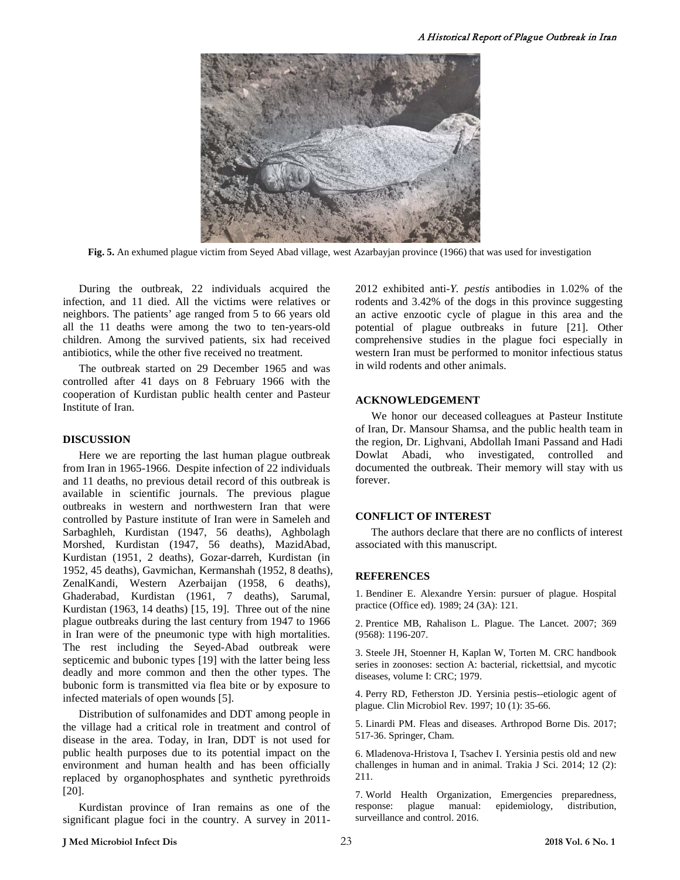**Fig. 5.** An exhumed plague victim from Seyed Abad village, west Azarbayjan province (1966) that was used for investigation

During the outbreak, 22 individuals acquired the infection, and 11 died. All the victims were relatives or neighbors. The patients' age ranged from 5 to 66 years old all the 11 deaths were among the two to ten-years-old children. Among the survived patients, six had received antibiotics, while the other five received no treatment.

The outbreak started on 29 December 1965 and was controlled after 41 days on 8 February 1966 with the cooperation of Kurdistan public health center and Pasteur Institute of Iran.

## DISCUSSION

Here we are reporting the last human plague outbreak from Iran in 1965-1966. Despite infection of 22 individuals and 11 deaths, no previous detail record of this outbreak is available in scientific journals. The previous plague outbreaks in western and northwestern Iran that were controlled by Pasture institute of Iran were in Sameleh and Sarbaghleh, Kurdistan (1947, 56 deaths), Aghbolagh Morshed, Kurdistan (1947, 56 deaths), MazidAbad, Kurdistan (1951, 2 deaths), Gozar-darreh, Kurdistan (in 1952, 45 deaths), Gavmichan, Kermanshah (1952, 8 deaths), ZenalKandi, Western Azerbaijan (1958, 6 deaths), Ghaderabad, Kurdistan (1961, 7 deaths), Sarumal, Kurdistan (1963, 14 deaths) [15, 19]. Three out of the nine plague outbreaks during the last century from 1947 to 1966 in Iran were of the pneumonic type with high mortalities. The rest including the Seyed-Abad outbreak were septicemic and bubonic types [19] with the latter being less deadly and more common and then the other types. The bubonic form is transmitted via flea bite or by exposure to infected materials of open wounds [5].

Distribution of sulfonamides and DDT among people in the village had a critical role in treatment and control of disease in the area. Today, in Iran, DDT is not used for public health purposes due to its potential impact on the environment and human health and has been officially replaced by organophosphates and synthetic pyrethroids [20].

Kurdistan province of Iran remains as one of the significant plague foci in the country. A survey in 2011-2012 exhibited anti-*Y. pestis* antibodies in 1.02% of the rodents and 3.42% of the dogs in this province suggesting an active enzootic cycle of plague in this area and the potential of plague outbreaks in future [21]. Other comprehensive studies in the plague foci especially in western Iran must be performed to monitor infectious status in wild rodents and other animals.

## ACKNOWLEDGEMENT

We honor our deceased colleagues at Pasteur Institute of Iran, Dr. Mansour Shamsa, and the public health team in the region, Dr. Lighvani, Abdollah Imani Passand and Hadi Dowlat Abadi, who investigated, controlled and documented the outbreak. Their memory will stay with us forever.

## CONFLICT OF INTEREST

The authors declare that there are no conflicts of interest associated with this manuscript.

## REFERENCES

1. Bendiner E. Alexandre Yersin: pursuer of plague. Hospital practice (Office ed). 1989; 24 (3A): 121.

2. Prentice MB, Rahalison L. Plague. The Lancet. 2007; 369 (9568): 1196-207.

3. Steele JH, Stoenner H, Kaplan W, Torten M. CRC handbook series in zoonoses: section A: bacterial, rickettsial, and mycotic diseases, volume I: CRC; 1979.

4. Perry RD, Fetherston JD. Yersinia pestis--etiologic agent of plague. Clin Microbiol Rev. 1997; 10 (1): 35-66.

5. Linardi PM. Fleas and diseases. Arthropod Borne Dis. 2017; 517-36. Springer, Cham.

6. Mladenova-Hristova I, Tsachev I. Yersinia pestis old and new challenges in human and in animal. Trakia J Sci. 2014; 12 (2): 211.

7. World Health Organization, Emergencies preparedness, response: plague manual: epidemiology, distribution, surveillance and control. 2016.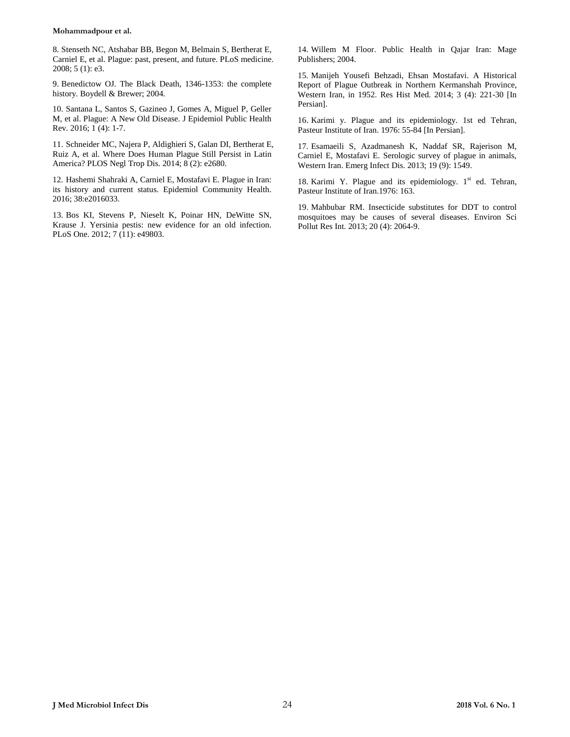8. Stenseth NC, Atshabar BB, Begon M, Belmain S, Bertherat E, Carniel E, et al. Plague: past, present, and future. PLoS medicine. 2008; 5 (1): e3.

9. Benedictow OJ. The Black Death, 1346-1353: the complete history. Boydell & Brewer; 2004.

10. Santana L, Santos S, Gazineo J, Gomes A, Miguel P, Geller M, et al. Plague: A New Old Disease. J Epidemiol Public Health Rev. 2016; 1 (4): 1-7.

11. Schneider MC, Najera P, Aldighieri S, Galan DI, Bertherat E, Ruiz A, et al. Where Does Human Plague Still Persist in Latin America? PLOS Negl Trop Dis. 2014; 8 (2): e2680.

12. Hashemi Shahraki A, Carniel E, Mostafavi E. Plague in Iran: its history and current status. Epidemiol Community Health. 2016; 38:e2016033.

13. Bos KI, Stevens P, Nieselt K, Poinar HN, DeWitte SN, Krause J. Yersinia pestis: new evidence for an old infection. PLoS One. 2012; 7 (11): e49803.

14. Willem M Floor. Public Health in Qajar Iran: Mage Publishers; 2004.

15. Manijeh Yousefi Behzadi, Ehsan Mostafavi. A Historical Report of Plague Outbreak in Northern Kermanshah Province, Western Iran, in 1952. Res Hist Med. 2014; 3 (4): 221-30 [In Persian].

16. Karimi y. Plague and its epidemiology. 1st ed Tehran, Pasteur Institute of Iran. 1976: 55-84 [In Persian].

17. Esamaeili S, Azadmanesh K, Naddaf SR, Rajerison M, Carniel E, Mostafavi E. Serologic survey of plague in animals, Western Iran. Emerg Infect Dis. 2013; 19 (9): 1549.

18. Karimi Y. Plague and its epidemiology. 1st ed. Tehran, Pasteur Institute of Iran.1976: 163.

19. Mahbubar RM. Insecticide substitutes for DDT to control mosquitoes may be causes of several diseases. Environ Sci Pollut Res Int. 2013; 20 (4): 2064-9.